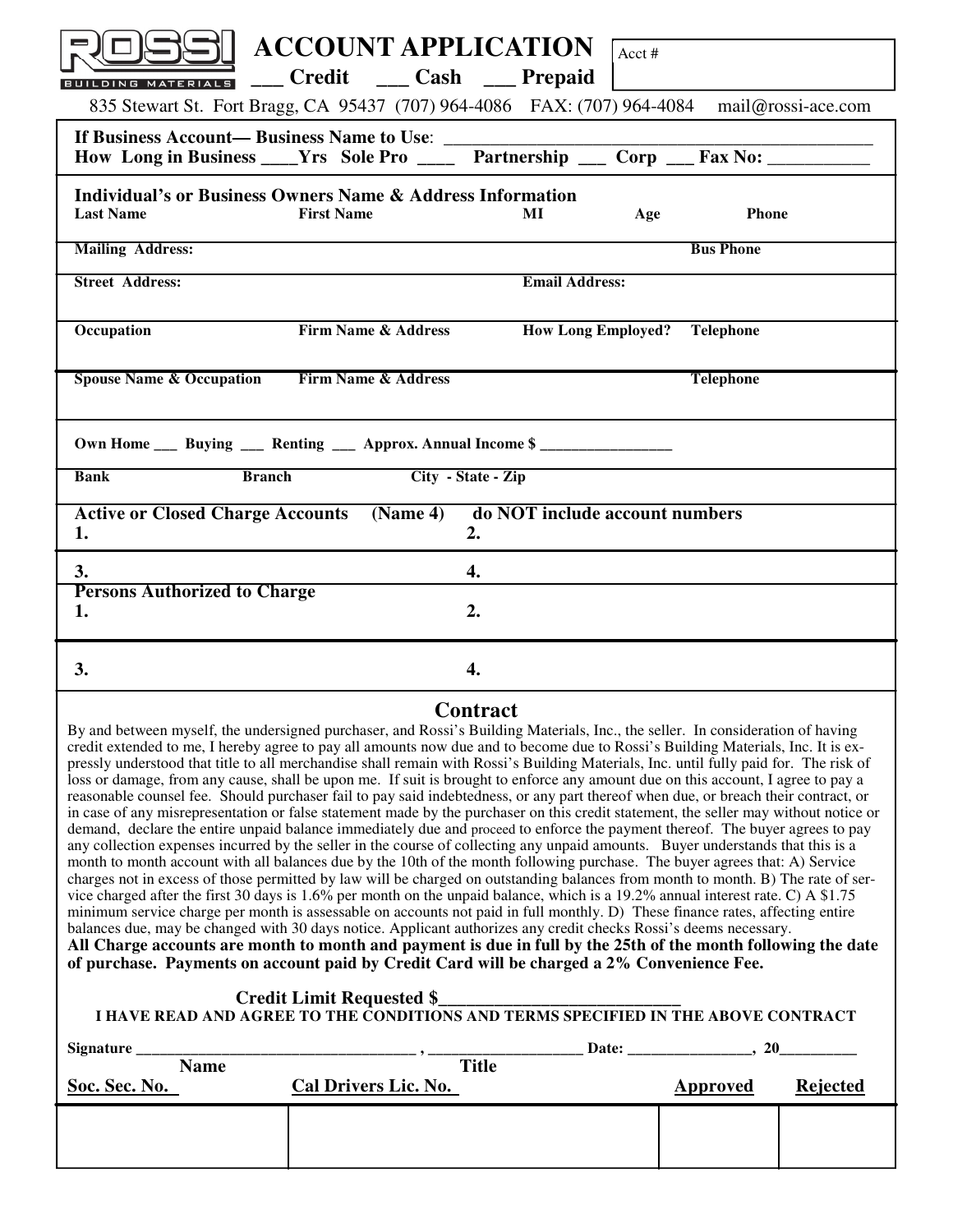# ROSSI BUILDING MATERIALS

# ACCOUNT APPLICATION

___ Credit ___ Cash ___ Prepaid

Acct #

835 Stewart St. Fort Bragg, CA 95437 (707) 964-4086 FAX: (707) 964-4084 mail@rossi-ace.com

**If Business Account— Business Name to Use**: ________________________________________________

**How Long in Business ____Yrs Sole Pro ____ Partnership ___ Corp ___ Fax No: ___________**

**Individual's or Business Owners Name & Address Information**

| Last Name | First Name | MI | Age | Phone |
|---|---|---|---|---|
| | | | | |

| Mailing Address: | Bus Phone |
|---|---|
| | |

| Street Address: | Email Address: |
|---|---|
| | |

| Occupation | Firm Name & Address | How Long Employed? | Telephone |
|---|---|---|---|
| | | | |

| Spouse Name & Occupation | Firm Name & Address | Telephone |
|---|---|---|
| | | |

**Own Home ___ Buying ___ Renting ___ Approx. Annual Income $ _________________**

| Bank | Branch | City - State - Zip |
|---|---|---|
| | | |

**Active or Closed Charge Accounts (Name 4) do NOT include account numbers**

| | |
|---|---|
| 1. | 2. |
| 3. | 4. |

**Persons Authorized to Charge**

| | |
|---|---|
| 1. | 2. |
| 3. | 4. |

## Contract

By and between myself, the undersigned purchaser, and Rossi's Building Materials, Inc., the seller. In consideration of having credit extended to me, I hereby agree to pay all amounts now due and to become due to Rossi's Building Materials, Inc. It is expressly understood that title to all merchandise shall remain with Rossi's Building Materials, Inc. until fully paid for. The risk of loss or damage, from any cause, shall be upon me. If suit is brought to enforce any amount due on this account, I agree to pay a reasonable counsel fee. Should purchaser fail to pay said indebtedness, or any part thereof when due, or breach their contract, or in case of any misrepresentation or false statement made by the purchaser on this credit statement, the seller may without notice or demand, declare the entire unpaid balance immediately due and proceed to enforce the payment thereof. The buyer agrees to pay any collection expenses incurred by the seller in the course of collecting any unpaid amounts. Buyer understands that this is a month to month account with all balances due by the 10th of the month following purchase. The buyer agrees that: A) Service charges not in excess of those permitted by law will be charged on outstanding balances from month to month. B) The rate of service charged after the first 30 days is 1.6% per month on the unpaid balance, which is a 19.2% annual interest rate. C) A $1.75 minimum service charge per month is assessable on accounts not paid in full monthly. D) These finance rates, affecting entire balances due, may be changed with 30 days notice. Applicant authorizes any credit checks Rossi's deems necessary.
**All Charge accounts are month to month and payment is due in full by the 25th of the month following the date of purchase. Payments on account paid by Credit Card will be charged a 2% Convenience Fee.**

**Credit Limit Requested $___________________________**

**I HAVE READ AND AGREE TO THE CONDITIONS AND TERMS SPECIFIED IN THE ABOVE CONTRACT**

**Signature ____________________________________ , ____________________ Date: ________________, 20__________**

**Name** **Title**

| Soc. Sec. No. | Cal Drivers Lic. No. | Approved | Rejected |
|---|---|---|---|
| | | | |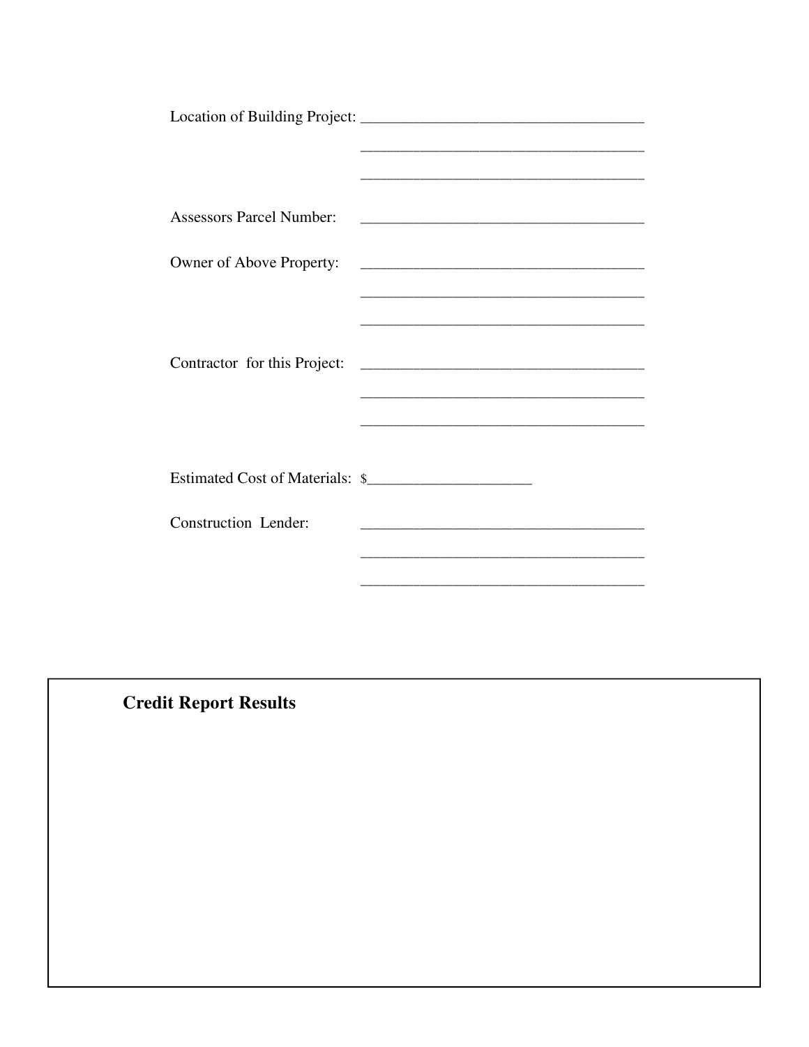Location of Building Project: ___________________________________

___________________________________

___________________________________

Assessors Parcel Number: ___________________________________

Owner of Above Property: ___________________________________

___________________________________

___________________________________

Contractor for this Project: ___________________________________

___________________________________

___________________________________

Estimated Cost of Materials: $____________________

Construction Lender: ___________________________________

___________________________________

___________________________________

**Credit Report Results**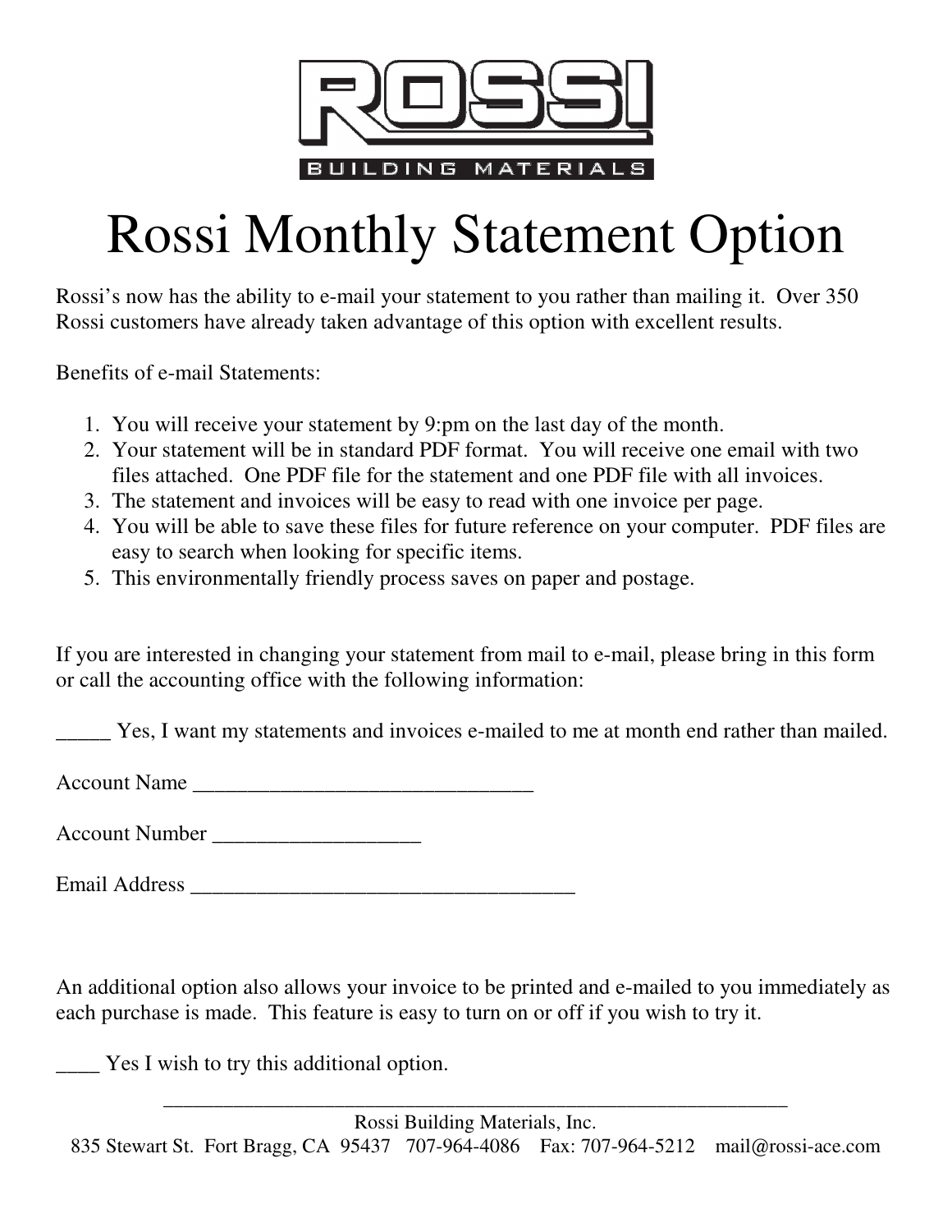ROSSI

BUILDING MATERIALS

# Rossi Monthly Statement Option

Rossi's now has the ability to e-mail your statement to you rather than mailing it. Over 350 Rossi customers have already taken advantage of this option with excellent results.

Benefits of e-mail Statements:

1. You will receive your statement by 9:pm on the last day of the month.
2. Your statement will be in standard PDF format. You will receive one email with two files attached. One PDF file for the statement and one PDF file with all invoices.
3. The statement and invoices will be easy to read with one invoice per page.
4. You will be able to save these files for future reference on your computer. PDF files are easy to search when looking for specific items.
5. This environmentally friendly process saves on paper and postage.

If you are interested in changing your statement from mail to e-mail, please bring in this form or call the accounting office with the following information:

_____ Yes, I want my statements and invoices e-mailed to me at month end rather than mailed.

Account Name _______________________________

Account Number ___________________

Email Address ___________________________________

An additional option also allows your invoice to be printed and e-mailed to you immediately as each purchase is made. This feature is easy to turn on or off if you wish to try it.

____ Yes I wish to try this additional option.

Rossi Building Materials, Inc.
835 Stewart St. Fort Bragg, CA 95437 707-964-4086 Fax: 707-964-5212 mail@rossi-ace.com